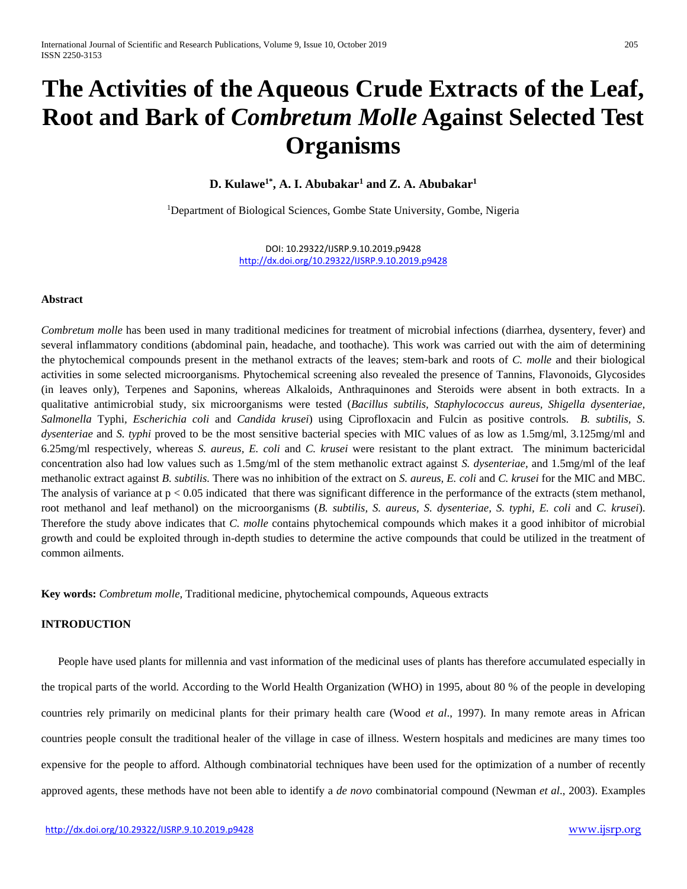# The Activities of the Aqueous Crude Extracts of the Leaf, Root and Bark of *Combretum Molle* Against Selected Test Organisms

**D. Kulawe[1*], A. I. Abubakar[1] and Z. A. Abubakar[1]**

[1]Department of Biological Sciences, Gombe State University, Gombe, Nigeria

DOI: 10.29322/IJSRP.9.10.2019.p9428
http://dx.doi.org/10.29322/IJSRP.9.10.2019.p9428

### Abstract

*Combretum molle* has been used in many traditional medicines for treatment of microbial infections (diarrhea, dysentery, fever) and several inflammatory conditions (abdominal pain, headache, and toothache). This work was carried out with the aim of determining the phytochemical compounds present in the methanol extracts of the leaves; stem-bark and roots of *C. molle* and their biological activities in some selected microorganisms. Phytochemical screening also revealed the presence of Tannins, Flavonoids, Glycosides (in leaves only), Terpenes and Saponins, whereas Alkaloids, Anthraquinones and Steroids were absent in both extracts. In a qualitative antimicrobial study, six microorganisms were tested (*Bacillus subtilis, Staphylococcus aureus, Shigella dysenteriae, Salmonella* Typhi, *Escherichia coli* and *Candida krusei*) using Ciprofloxacin and Fulcin as positive controls. *B. subtilis, S. dysenteriae* and *S. typhi* proved to be the most sensitive bacterial species with MIC values of as low as 1.5mg/ml, 3.125mg/ml and 6.25mg/ml respectively, whereas *S. aureus, E. coli* and *C. krusei* were resistant to the plant extract. The minimum bactericidal concentration also had low values such as 1.5mg/ml of the stem methanolic extract against *S. dysenteriae,* and 1.5mg/ml of the leaf methanolic extract against *B. subtilis.* There was no inhibition of the extract on *S. aureus, E. coli* and *C. krusei* for the MIC and MBC. The analysis of variance at $p < 0.05$ indicated that there was significant difference in the performance of the extracts (stem methanol, root methanol and leaf methanol) on the microorganisms (*B. subtilis, S. aureus, S. dysenteriae, S. typhi, E. coli* and *C. krusei*). Therefore the study above indicates that *C. molle* contains phytochemical compounds which makes it a good inhibitor of microbial growth and could be exploited through in-depth studies to determine the active compounds that could be utilized in the treatment of common ailments.

**Key words:** *Combretum molle*, Traditional medicine, phytochemical compounds, Aqueous extracts

### INTRODUCTION

People have used plants for millennia and vast information of the medicinal uses of plants has therefore accumulated especially in the tropical parts of the world. According to the World Health Organization (WHO) in 1995, about 80 % of the people in developing countries rely primarily on medicinal plants for their primary health care (Wood *et al*., 1997). In many remote areas in African countries people consult the traditional healer of the village in case of illness. Western hospitals and medicines are many times too expensive for the people to afford. Although combinatorial techniques have been used for the optimization of a number of recently approved agents, these methods have not been able to identify a *de novo* combinatorial compound (Newman *et al*., 2003). Examples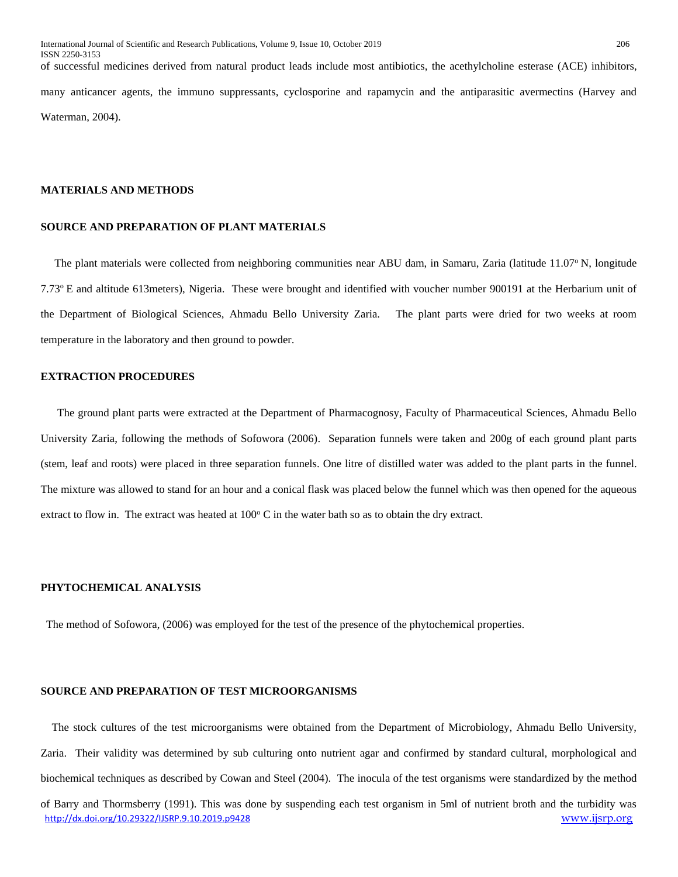of successful medicines derived from natural product leads include most antibiotics, the acethylcholine esterase (ACE) inhibitors, many anticancer agents, the immuno suppressants, cyclosporine and rapamycin and the antiparasitic avermectins (Harvey and Waterman, 2004).

## MATERIALS AND METHODS

### SOURCE AND PREPARATION OF PLANT MATERIALS

The plant materials were collected from neighboring communities near ABU dam, in Samaru, Zaria (latitude 11.07$^o$ N, longitude 7.73$^o$ E and altitude 613meters), Nigeria. These were brought and identified with voucher number 900191 at the Herbarium unit of the Department of Biological Sciences, Ahmadu Bello University Zaria. The plant parts were dried for two weeks at room temperature in the laboratory and then ground to powder.

### EXTRACTION PROCEDURES

The ground plant parts were extracted at the Department of Pharmacognosy, Faculty of Pharmaceutical Sciences, Ahmadu Bello University Zaria, following the methods of Sofowora (2006). Separation funnels were taken and 200g of each ground plant parts (stem, leaf and roots) were placed in three separation funnels. One litre of distilled water was added to the plant parts in the funnel. The mixture was allowed to stand for an hour and a conical flask was placed below the funnel which was then opened for the aqueous extract to flow in. The extract was heated at 100$^o$ C in the water bath so as to obtain the dry extract.

### PHYTOCHEMICAL ANALYSIS

The method of Sofowora, (2006) was employed for the test of the presence of the phytochemical properties.

### SOURCE AND PREPARATION OF TEST MICROORGANISMS

The stock cultures of the test microorganisms were obtained from the Department of Microbiology, Ahmadu Bello University, Zaria. Their validity was determined by sub culturing onto nutrient agar and confirmed by standard cultural, morphological and biochemical techniques as described by Cowan and Steel (2004). The inocula of the test organisms were standardized by the method of Barry and Thormsberry (1991). This was done by suspending each test organism in 5ml of nutrient broth and the turbidity was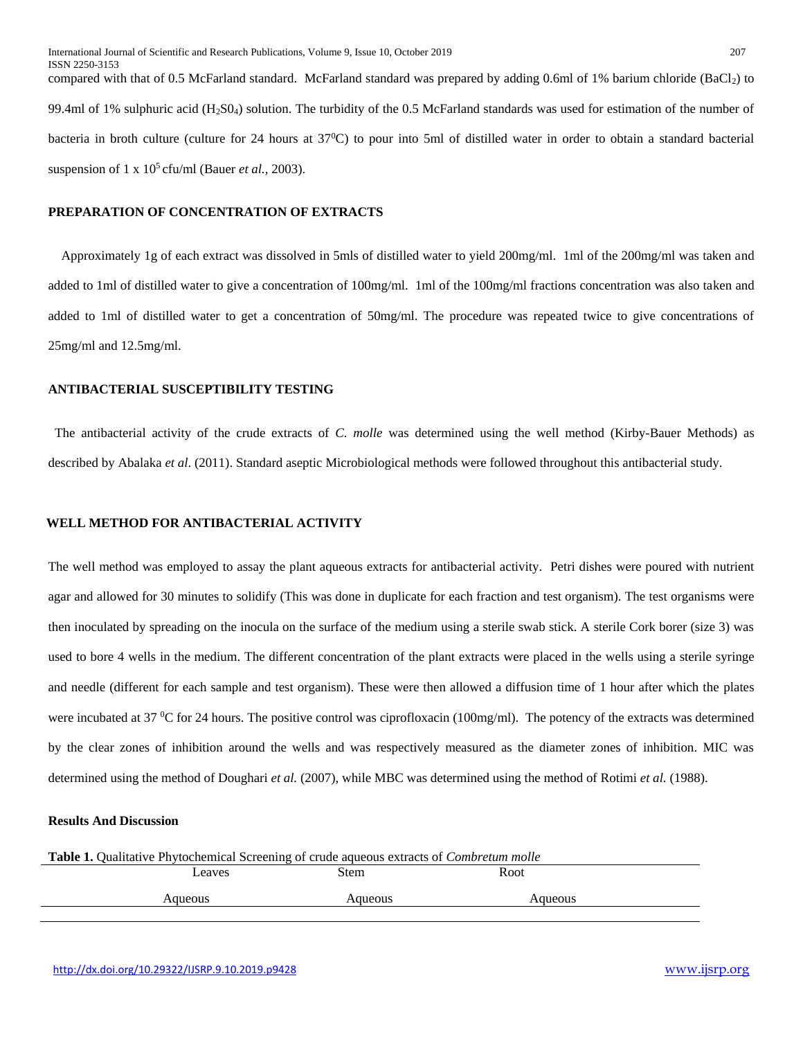compared with that of 0.5 McFarland standard. McFarland standard was prepared by adding 0.6ml of 1% barium chloride ($BaCl_2$) to 99.4ml of 1% sulphuric acid ($H_2S0_4$) solution. The turbidity of the 0.5 McFarland standards was used for estimation of the number of bacteria in broth culture (culture for 24 hours at $37^0C$) to pour into 5ml of distilled water in order to obtain a standard bacterial suspension of $1 \times 10^5$ cfu/ml (Bauer *et al.,* 2003).

## PREPARATION OF CONCENTRATION OF EXTRACTS

Approximately 1g of each extract was dissolved in 5mls of distilled water to yield 200mg/ml. 1ml of the 200mg/ml was taken and added to 1ml of distilled water to give a concentration of 100mg/ml. 1ml of the 100mg/ml fractions concentration was also taken and added to 1ml of distilled water to get a concentration of 50mg/ml. The procedure was repeated twice to give concentrations of 25mg/ml and 12.5mg/ml.

## ANTIBACTERIAL SUSCEPTIBILITY TESTING

The antibacterial activity of the crude extracts of *C. molle* was determined using the well method (Kirby-Bauer Methods) as described by Abalaka *et al*. (2011). Standard aseptic Microbiological methods were followed throughout this antibacterial study.

## WELL METHOD FOR ANTIBACTERIAL ACTIVITY

The well method was employed to assay the plant aqueous extracts for antibacterial activity. Petri dishes were poured with nutrient agar and allowed for 30 minutes to solidify (This was done in duplicate for each fraction and test organism). The test organisms were then inoculated by spreading on the inocula on the surface of the medium using a sterile swab stick. A sterile Cork borer (size 3) was used to bore 4 wells in the medium. The different concentration of the plant extracts were placed in the wells using a sterile syringe and needle (different for each sample and test organism). These were then allowed a diffusion time of 1 hour after which the plates were incubated at 37 $^0$C for 24 hours. The positive control was ciprofloxacin (100mg/ml). The potency of the extracts was determined by the clear zones of inhibition around the wells and was respectively measured as the diameter zones of inhibition. MIC was determined using the method of Doughari *et al.* (2007), while MBC was determined using the method of Rotimi *et al.* (1988).

## Results And Discussion

**Table 1.** Qualitative Phytochemical Screening of crude aqueous extracts of *Combretum molle*

| Leaves | Stem | Root |
|---|---|---|
| Aqueous | Aqueous | Aqueous |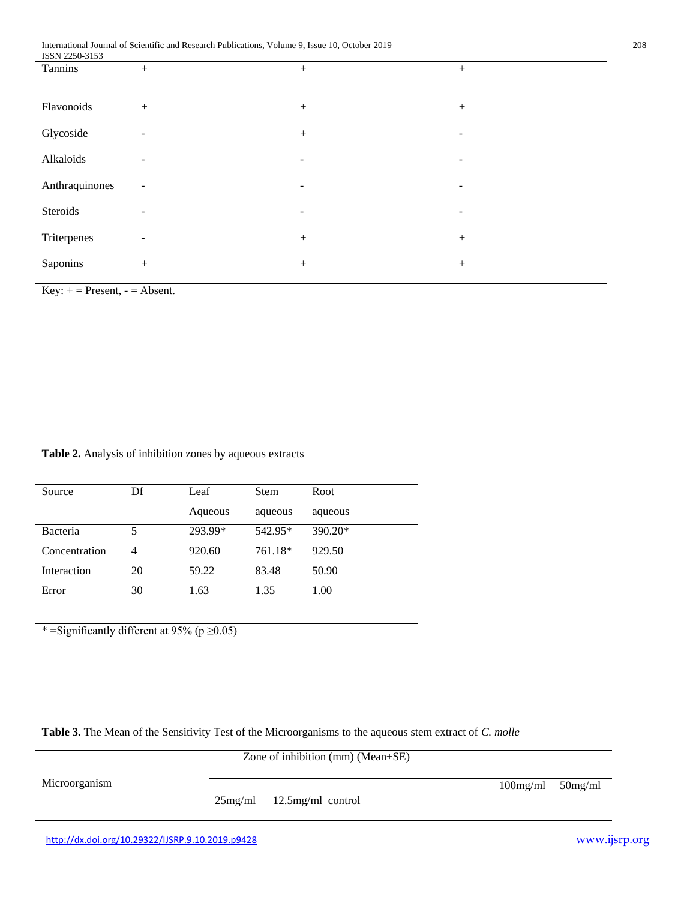| | | | |
|---|---|---|---|
| Tannins | + | + | + |
| Flavonoids | + | + | + |
| Glycoside | - | + | - |
| Alkaloids | - | - | - |
| Anthraquinones | - | - | - |
| Steroids | - | - | - |
| Triterpenes | - | + | + |
| Saponins | + | + | + |

Key: + = Present, - = Absent.

**Table 2.** Analysis of inhibition zones by aqueous extracts

| Source | Df | Leaf Aqueous | Stem aqueous | Root aqueous |
|---|---|---|---|---|
| Bacteria | 5 | 293.99* | 542.95* | 390.20* |
| Concentration | 4 | 920.60 | 761.18* | 929.50 |
| Interaction | 20 | 59.22 | 83.48 | 50.90 |
| Error | 30 | 1.63 | 1.35 | 1.00 |

* =Significantly different at 95% ($p \geq 0.05$)

**Table 3.** The Mean of the Sensitivity Test of the Microorganisms to the aqueous stem extract of *C. molle*

| Microorganism | Zone of inhibition (mm) (Mean±SE) | | | | |
|---|---|---|---|---|---|
| | 100mg/ml | 50mg/ml | 25mg/ml | 12.5mg/ml | control |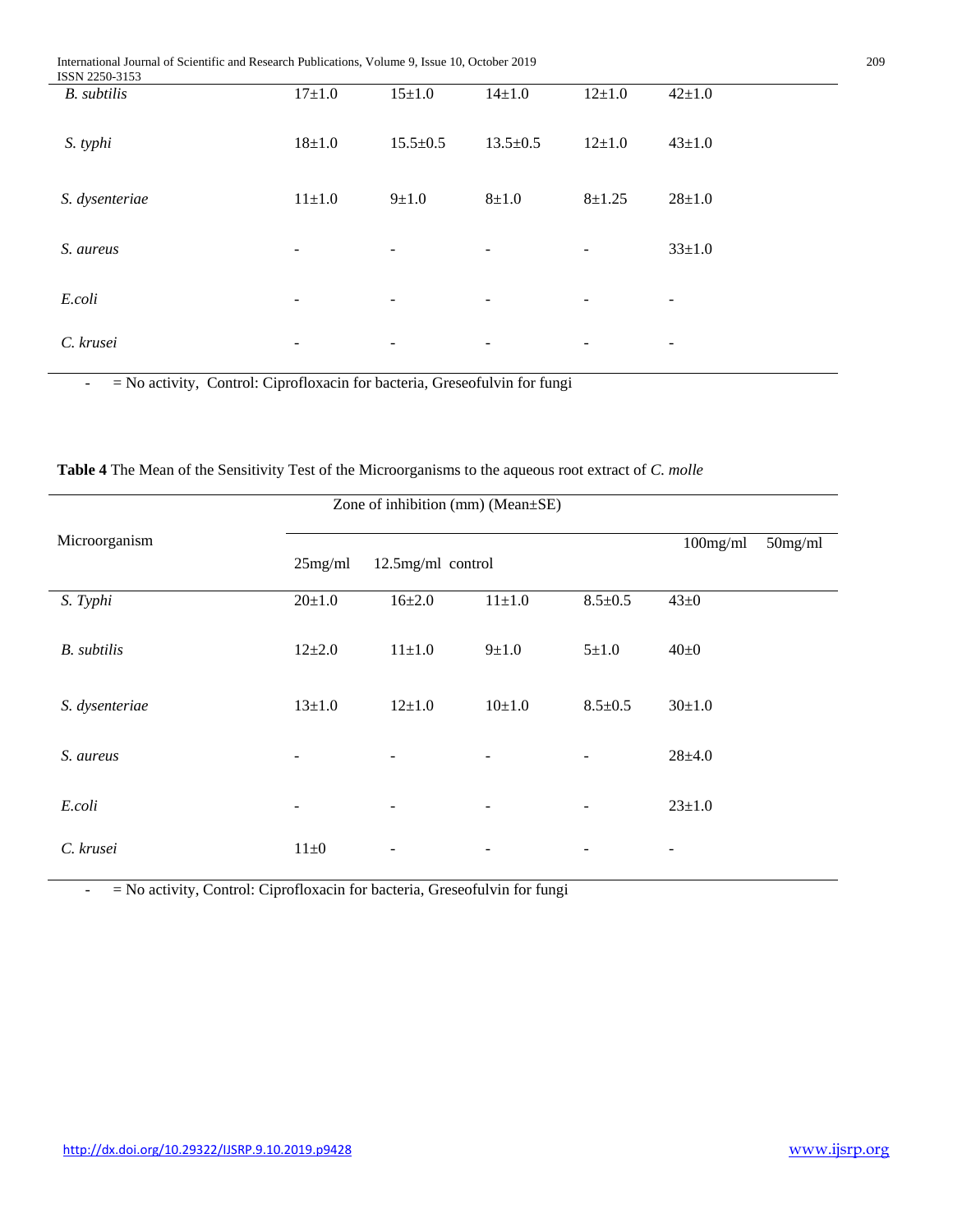| | | | | | |
|---|---|---|---|---|---|
| *B. subtilis* | 17±1.0 | 15±1.0 | 14±1.0 | 12±1.0 | 42±1.0 |
| *S. typhi* | 18±1.0 | 15.5±0.5 | 13.5±0.5 | 12±1.0 | 43±1.0 |
| *S. dysenteriae* | 11±1.0 | 9±1.0 | 8±1.0 | 8±1.25 | 28±1.0 |
| *S. aureus* | - | - | - | - | 33±1.0 |
| *E.coli* | - | - | - | - | - |
| *C. krusei* | - | - | - | - | - |

- = No activity, Control: Ciprofloxacin for bacteria, Greseofulvin for fungi

**Table 4** The Mean of the Sensitivity Test of the Microorganisms to the aqueous root extract of *C. molle*

| Microorganism | Zone of inhibition (mm) (Mean±SE) | | | | |
|---|---|---|---|---|---|
| | 100mg/ml | 50mg/ml | 25mg/ml | 12.5mg/ml | control |
| *S. Typhi* | 20±1.0 | 16±2.0 | 11±1.0 | 8.5±0.5 | 43±0 |
| *B. subtilis* | 12±2.0 | 11±1.0 | 9±1.0 | 5±1.0 | 40±0 |
| *S. dysenteriae* | 13±1.0 | 12±1.0 | 10±1.0 | 8.5±0.5 | 30±1.0 |
| *S. aureus* | - | - | - | - | 28±4.0 |
| *E.coli* | - | - | - | - | 23±1.0 |
| *C. krusei* | 11±0 | - | - | - | - |

- = No activity, Control: Ciprofloxacin for bacteria, Greseofulvin for fungi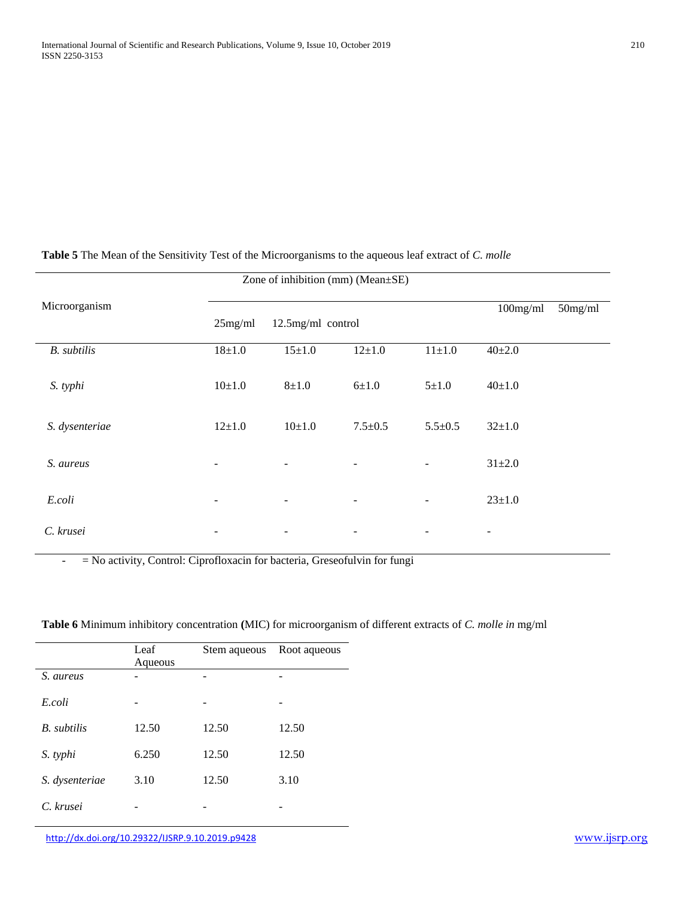**Table 5** The Mean of the Sensitivity Test of the Microorganisms to the aqueous leaf extract of *C. molle*

| Microorganism | Zone of inhibition (mm) (Mean±SE) | | | | | |
|---|---|---|---|---|---|---|
| | 25mg/ml | 12.5mg/ml | control | | 100mg/ml | 50mg/ml |
| *B. subtilis* | 18±1.0 | 15±1.0 | 12±1.0 | 11±1.0 | 40±2.0 | |
| *S. typhi* | 10±1.0 | 8±1.0 | 6±1.0 | 5±1.0 | 40±1.0 | |
| *S. dysenteriae* | 12±1.0 | 10±1.0 | 7.5±0.5 | 5.5±0.5 | 32±1.0 | |
| *S. aureus* | - | - | - | - | 31±2.0 | |
| *E.coli* | - | - | - | - | 23±1.0 | |
| *C. krusei* | - | - | - | - | - | |

- = No activity, Control: Ciprofloxacin for bacteria, Greseofulvin for fungi

**Table 6** Minimum inhibitory concentration **(**MIC) for microorganism of different extracts of *C. molle in* mg/ml

| | Leaf Aqueous | Stem aqueous | Root aqueous |
|---|---|---|---|
| *S. aureus* | - | - | - |
| *E.coli* | - | - | - |
| *B. subtilis* | 12.50 | 12.50 | 12.50 |
| *S. typhi* | 6.250 | 12.50 | 12.50 |
| *S. dysenteriae* | 3.10 | 12.50 | 3.10 |
| *C. krusei* | - | - | - |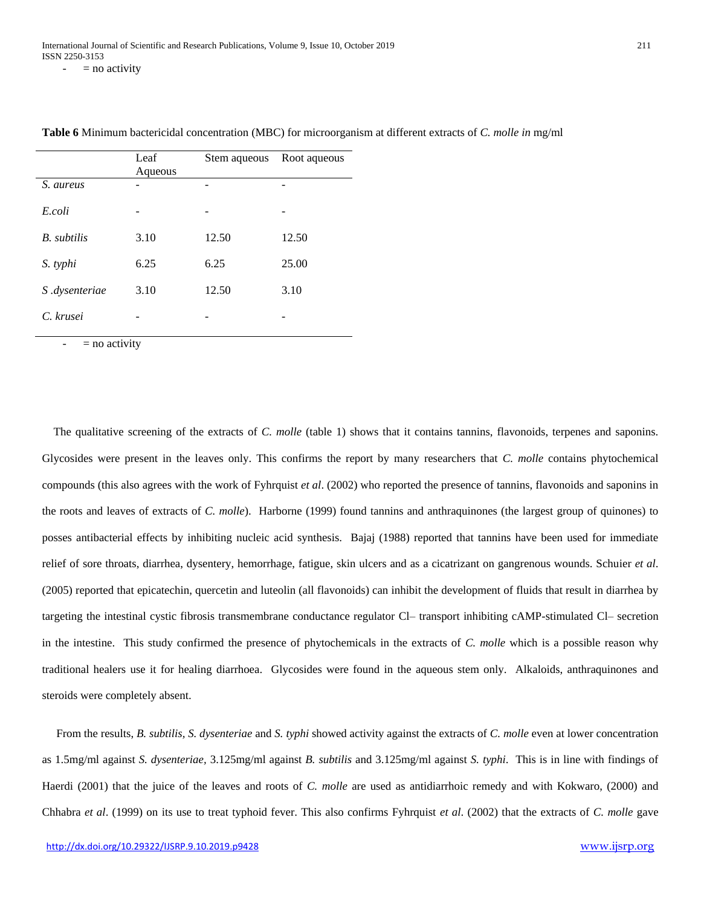- = no activity

**Table 6** Minimum bactericidal concentration (MBC) for microorganism at different extracts of *C. molle in* mg/ml

| | Leaf Aqueous | Stem aqueous | Root aqueous |
|---|---|---|---|
| *S. aureus* | - | - | - |
| *E.coli* | - | - | - |
| *B. subtilis* | 3.10 | 12.50 | 12.50 |
| *S. typhi* | 6.25 | 6.25 | 25.00 |
| *S .dysenteriae* | 3.10 | 12.50 | 3.10 |
| *C. krusei* | - | - | - |

- = no activity

The qualitative screening of the extracts of *C. molle* (table 1) shows that it contains tannins, flavonoids, terpenes and saponins. Glycosides were present in the leaves only. This confirms the report by many researchers that *C. molle* contains phytochemical compounds (this also agrees with the work of Fyhrquist *et al*. (2002) who reported the presence of tannins, flavonoids and saponins in the roots and leaves of extracts of *C. molle*). Harborne (1999) found tannins and anthraquinones (the largest group of quinones) to posses antibacterial effects by inhibiting nucleic acid synthesis. Bajaj (1988) reported that tannins have been used for immediate relief of sore throats, diarrhea, dysentery, hemorrhage, fatigue, skin ulcers and as a cicatrizant on gangrenous wounds. Schuier *et al*. (2005) reported that epicatechin, quercetin and luteolin (all flavonoids) can inhibit the development of fluids that result in diarrhea by targeting the intestinal cystic fibrosis transmembrane conductance regulator Cl– transport inhibiting cAMP-stimulated Cl– secretion in the intestine. This study confirmed the presence of phytochemicals in the extracts of *C. molle* which is a possible reason why traditional healers use it for healing diarrhoea. Glycosides were found in the aqueous stem only. Alkaloids, anthraquinones and steroids were completely absent.

From the results, *B. subtilis*, *S. dysenteriae* and *S. typhi* showed activity against the extracts of *C. molle* even at lower concentration as 1.5mg/ml against *S. dysenteriae*, 3.125mg/ml against *B. subtilis* and 3.125mg/ml against *S. typhi*. This is in line with findings of Haerdi (2001) that the juice of the leaves and roots of *C. molle* are used as antidiarrhoic remedy and with Kokwaro, (2000) and Chhabra *et al*. (1999) on its use to treat typhoid fever. This also confirms Fyhrquist *et al*. (2002) that the extracts of *C. molle* gave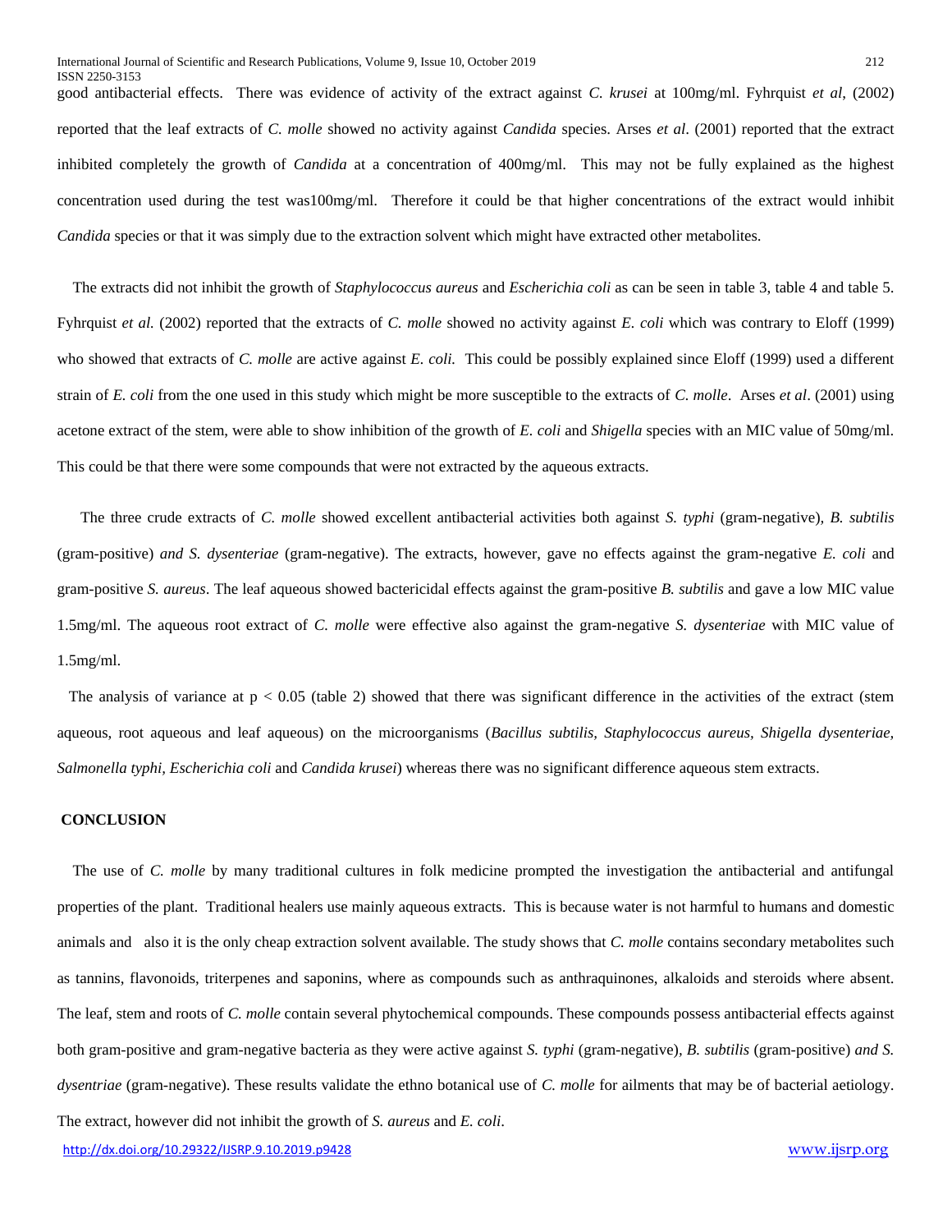good antibacterial effects. There was evidence of activity of the extract against *C. krusei* at 100mg/ml. Fyhrquist *et al*, (2002) reported that the leaf extracts of *C. molle* showed no activity against *Candida* species. Arses *et al*. (2001) reported that the extract inhibited completely the growth of *Candida* at a concentration of 400mg/ml. This may not be fully explained as the highest concentration used during the test was100mg/ml. Therefore it could be that higher concentrations of the extract would inhibit *Candida* species or that it was simply due to the extraction solvent which might have extracted other metabolites.

The extracts did not inhibit the growth of *Staphylococcus aureus* and *Escherichia coli* as can be seen in table 3, table 4 and table 5. Fyhrquist *et al.* (2002) reported that the extracts of *C. molle* showed no activity against *E. coli* which was contrary to Eloff (1999) who showed that extracts of *C. molle* are active against *E. coli.* This could be possibly explained since Eloff (1999) used a different strain of *E. coli* from the one used in this study which might be more susceptible to the extracts of *C. molle*. Arses *et al*. (2001) using acetone extract of the stem, were able to show inhibition of the growth of *E. coli* and *Shigella* species with an MIC value of 50mg/ml. This could be that there were some compounds that were not extracted by the aqueous extracts.

The three crude extracts of *C. molle* showed excellent antibacterial activities both against *S. typhi* (gram-negative)*, B. subtilis* (gram-positive) *and S. dysenteriae* (gram-negative). The extracts, however, gave no effects against the gram-negative *E. coli* and gram-positive *S. aureus*. The leaf aqueous showed bactericidal effects against the gram-positive *B. subtilis* and gave a low MIC value 1.5mg/ml. The aqueous root extract of *C. molle* were effective also against the gram-negative *S. dysenteriae* with MIC value of 1.5mg/ml.

The analysis of variance at $p < 0.05$ (table 2) showed that there was significant difference in the activities of the extract (stem aqueous, root aqueous and leaf aqueous) on the microorganisms (*Bacillus subtilis, Staphylococcus aureus, Shigella dysenteriae, Salmonella typhi, Escherichia coli* and *Candida krusei*) whereas there was no significant difference aqueous stem extracts.

## CONCLUSION

The use of *C. molle* by many traditional cultures in folk medicine prompted the investigation the antibacterial and antifungal properties of the plant. Traditional healers use mainly aqueous extracts. This is because water is not harmful to humans and domestic animals and also it is the only cheap extraction solvent available. The study shows that *C. molle* contains secondary metabolites such as tannins, flavonoids, triterpenes and saponins, where as compounds such as anthraquinones, alkaloids and steroids where absent. The leaf, stem and roots of *C. molle* contain several phytochemical compounds. These compounds possess antibacterial effects against both gram-positive and gram-negative bacteria as they were active against *S. typhi* (gram-negative)*, B. subtilis* (gram-positive) *and S. dysentriae* (gram-negative). These results validate the ethno botanical use of *C. molle* for ailments that may be of bacterial aetiology. The extract, however did not inhibit the growth of *S. aureus* and *E. coli*.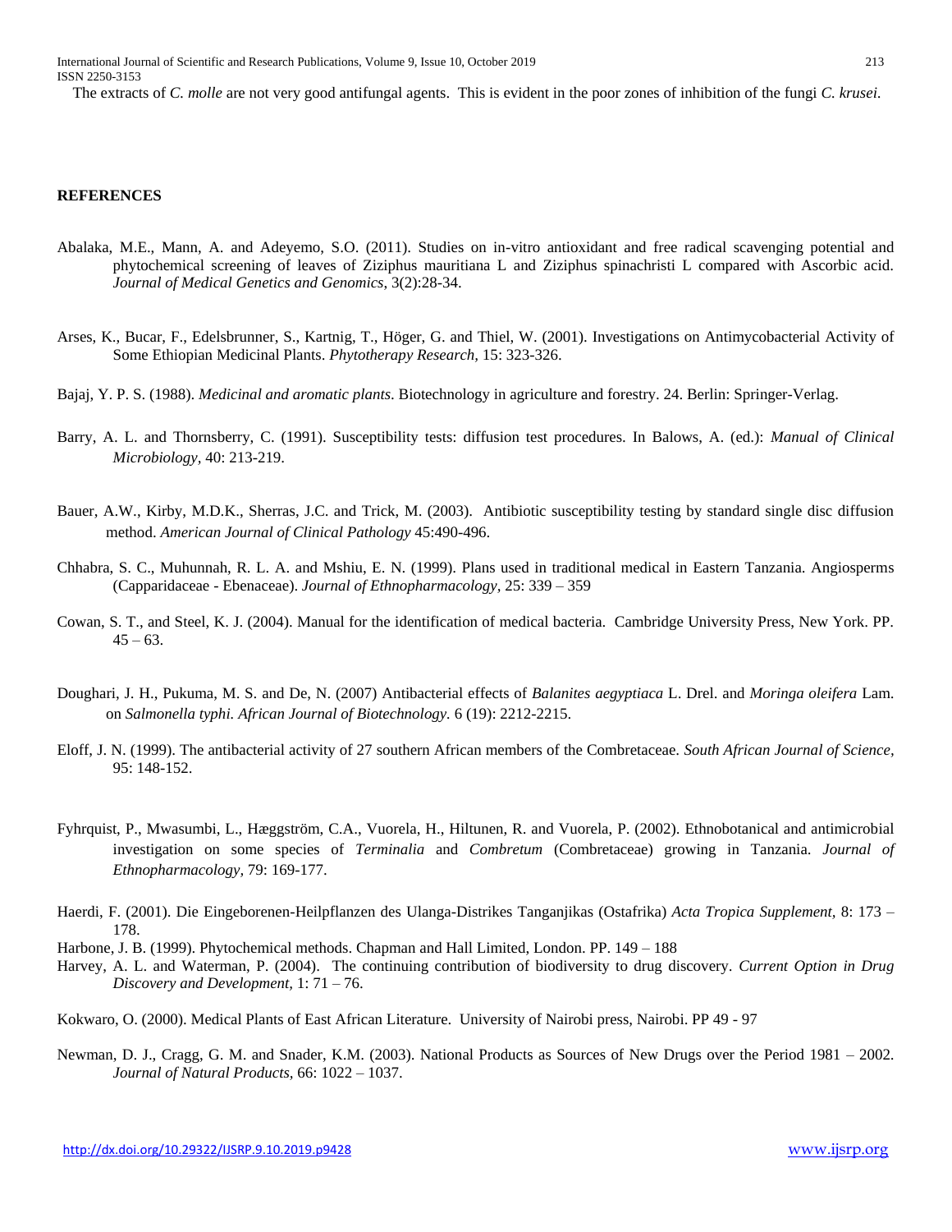The extracts of *C. molle* are not very good antifungal agents. This is evident in the poor zones of inhibition of the fungi *C. krusei.*

## REFERENCES

Abalaka, M.E., Mann, A. and Adeyemo, S.O. (2011). Studies on in-vitro antioxidant and free radical scavenging potential and phytochemical screening of leaves of Ziziphus mauritiana L and Ziziphus spinachristi L compared with Ascorbic acid. *Journal of Medical Genetics and Genomics,* 3(2):28-34.

Arses, K., Bucar, F., Edelsbrunner, S., Kartnig, T., Höger, G. and Thiel, W. (2001). Investigations on Antimycobacterial Activity of Some Ethiopian Medicinal Plants. *Phytotherapy Research,* 15: 323-326.

Bajaj, Y. P. S. (1988). *Medicinal and aromatic plants*. Biotechnology in agriculture and forestry. 24. Berlin: Springer-Verlag.

Barry, A. L. and Thornsberry, C. (1991). Susceptibility tests: diffusion test procedures. In Balows, A. (ed.): *Manual of Clinical Microbiology,* 40: 213-219.

Bauer, A.W., Kirby, M.D.K., Sherras, J.C. and Trick, M. (2003). Antibiotic susceptibility testing by standard single disc diffusion method. *American Journal of Clinical Pathology* 45:490-496.

Chhabra, S. C., Muhunnah, R. L. A. and Mshiu, E. N. (1999). Plans used in traditional medical in Eastern Tanzania. Angiosperms (Capparidaceae - Ebenaceae). *Journal of Ethnopharmacology,* 25: 339 – 359

Cowan, S. T., and Steel, K. J. (2004). Manual for the identification of medical bacteria. Cambridge University Press, New York. PP. 45 – 63.

Doughari, J. H., Pukuma, M. S. and De, N. (2007) Antibacterial effects of *Balanites aegyptiaca* L. Drel. and *Moringa oleifera* Lam. on *Salmonella typhi. African Journal of Biotechnology.* 6 (19): 2212-2215.

Eloff, J. N. (1999). The antibacterial activity of 27 southern African members of the Combretaceae. *South African Journal of Science,* 95: 148-152.

Fyhrquist, P., Mwasumbi, L., Hæggström, C.A., Vuorela, H., Hiltunen, R. and Vuorela, P. (2002). Ethnobotanical and antimicrobial investigation on some species of *Terminalia* and *Combretum* (Combretaceae) growing in Tanzania. *Journal of Ethnopharmacology,* 79: 169-177.

Haerdi, F. (2001). Die Eingeborenen-Heilpflanzen des Ulanga-Distrikes Tanganjikas (Ostafrika) *Acta Tropica Supplement,* 8: 173 – 178.

Harbone, J. B. (1999). Phytochemical methods. Chapman and Hall Limited, London. PP. 149 – 188

Harvey, A. L. and Waterman, P. (2004). The continuing contribution of biodiversity to drug discovery. *Current Option in Drug Discovery and Development,* 1: 71 – 76.

Kokwaro, O. (2000). Medical Plants of East African Literature. University of Nairobi press, Nairobi. PP 49 - 97

Newman, D. J., Cragg, G. M. and Snader, K.M. (2003). National Products as Sources of New Drugs over the Period 1981 – 2002. *Journal of Natural Products,* 66: 1022 – 1037.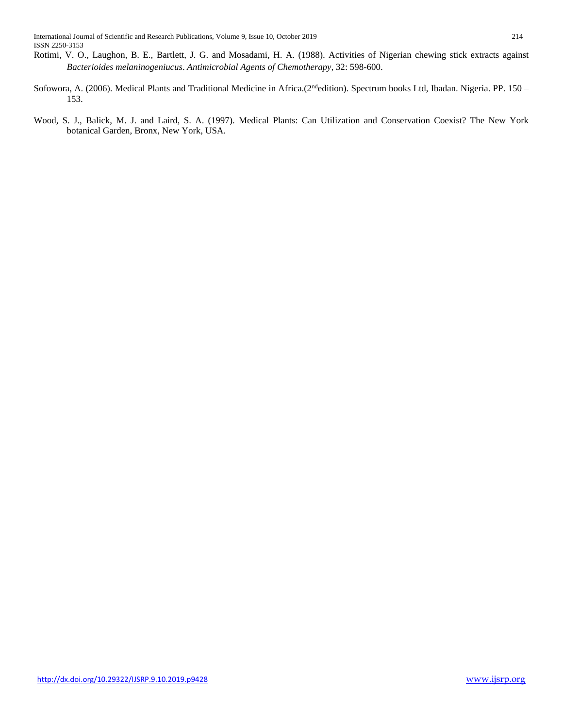Rotimi, V. O., Laughon, B. E., Bartlett, J. G. and Mosadami, H. A. (1988). Activities of Nigerian chewing stick extracts against *Bacterioides melaninogeniucus*. *Antimicrobial Agents of Chemotherapy*, 32: 598-600.

Sofowora, A. (2006). Medical Plants and Traditional Medicine in Africa.(2nd edition). Spectrum books Ltd, Ibadan. Nigeria. PP. 150 – 153.

Wood, S. J., Balick, M. J. and Laird, S. A. (1997). Medical Plants: Can Utilization and Conservation Coexist? The New York botanical Garden, Bronx, New York, USA.